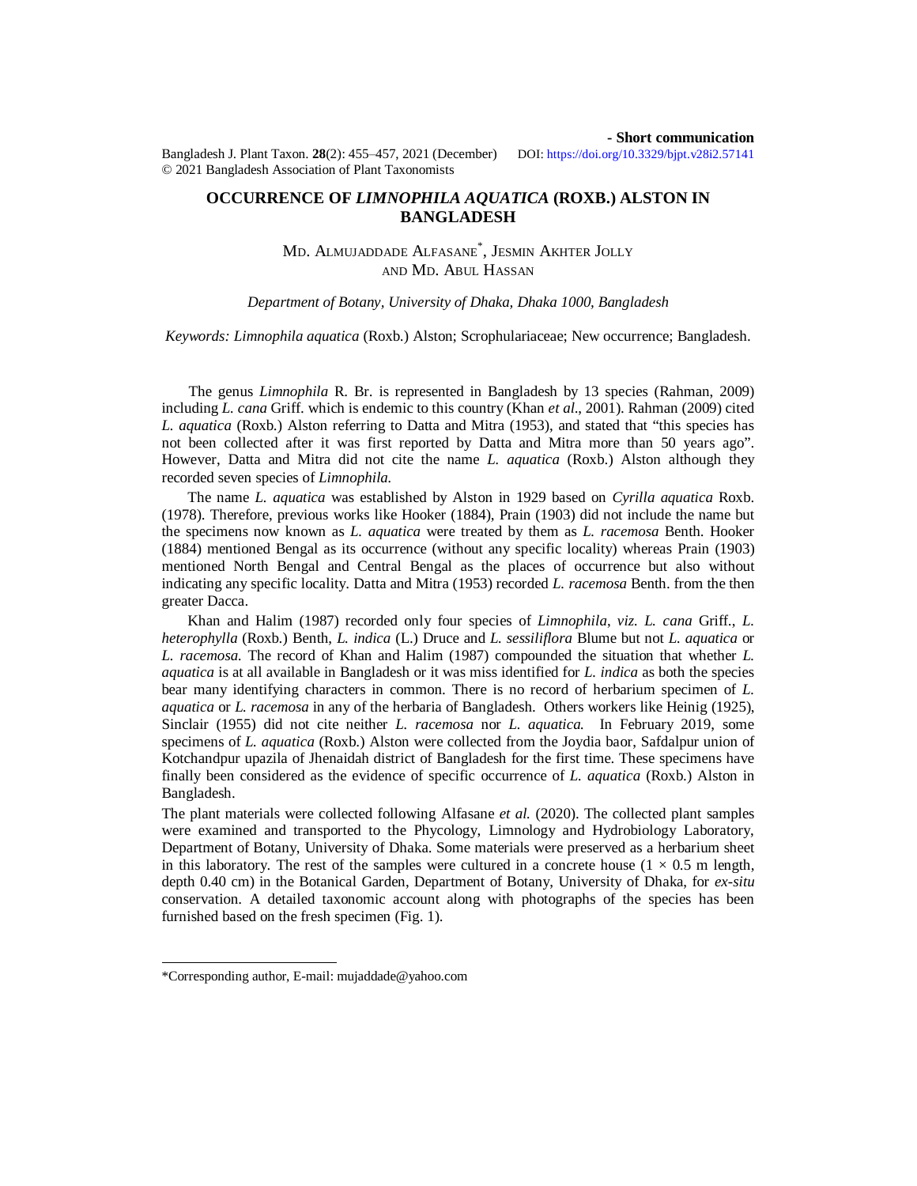- **Short communication**

Bangladesh J. Plant Taxon. **28**(2): 455–457, 2021 (December) DOI: https://doi.org/10.3329/bjpt.v28i2.57141
© 2021 Bangladesh Association of Plant Taxonomists

# OCCURRENCE OF *LIMNOPHILA AQUATICA* (ROXB.) ALSTON IN BANGLADESH

Md. Almujaddade Alfasane*, Jesmin Akhter Jolly and Md. Abul Hassan

*Department of Botany, University of Dhaka, Dhaka 1000, Bangladesh*

*Keywords: Limnophila aquatica* (Roxb.) Alston; Scrophulariaceae; New occurrence; Bangladesh.

The genus *Limnophila* R. Br. is represented in Bangladesh by 13 species (Rahman, 2009) including *L. cana* Griff. which is endemic to this country (Khan *et al*., 2001). Rahman (2009) cited *L. aquatica* (Roxb.) Alston referring to Datta and Mitra (1953), and stated that "this species has not been collected after it was first reported by Datta and Mitra more than 50 years ago". However, Datta and Mitra did not cite the name *L. aquatica* (Roxb.) Alston although they recorded seven species of *Limnophila.*

The name *L. aquatica* was established by Alston in 1929 based on *Cyrilla aquatica* Roxb. (1978). Therefore, previous works like Hooker (1884), Prain (1903) did not include the name but the specimens now known as *L. aquatica* were treated by them as *L. racemosa* Benth. Hooker (1884) mentioned Bengal as its occurrence (without any specific locality) whereas Prain (1903) mentioned North Bengal and Central Bengal as the places of occurrence but also without indicating any specific locality. Datta and Mitra (1953) recorded *L. racemosa* Benth. from the then greater Dacca.

Khan and Halim (1987) recorded only four species of *Limnophila*, *viz. L. cana* Griff., *L. heterophylla* (Roxb.) Benth, *L. indica* (L.) Druce and *L. sessiliflora* Blume but not *L. aquatica* or *L. racemosa.* The record of Khan and Halim (1987) compounded the situation that whether *L. aquatica* is at all available in Bangladesh or it was miss identified for *L. indica* as both the species bear many identifying characters in common. There is no record of herbarium specimen of *L. aquatica* or *L. racemosa* in any of the herbaria of Bangladesh. Others workers like Heinig (1925), Sinclair (1955) did not cite neither *L. racemosa* nor *L. aquatica.* In February 2019, some specimens of *L. aquatica* (Roxb.) Alston were collected from the Joydia baor, Safdalpur union of Kotchandpur upazila of Jhenaidah district of Bangladesh for the first time. These specimens have finally been considered as the evidence of specific occurrence of *L. aquatica* (Roxb.) Alston in Bangladesh.

The plant materials were collected following Alfasane *et al.* (2020). The collected plant samples were examined and transported to the Phycology, Limnology and Hydrobiology Laboratory, Department of Botany, University of Dhaka. Some materials were preserved as a herbarium sheet in this laboratory. The rest of the samples were cultured in a concrete house (1 × 0.5 m length, depth 0.40 cm) in the Botanical Garden, Department of Botany, University of Dhaka, for *ex-situ* conservation. A detailed taxonomic account along with photographs of the species has been furnished based on the fresh specimen (Fig. 1).

---

*Corresponding author, E-mail: mujaddade@yahoo.com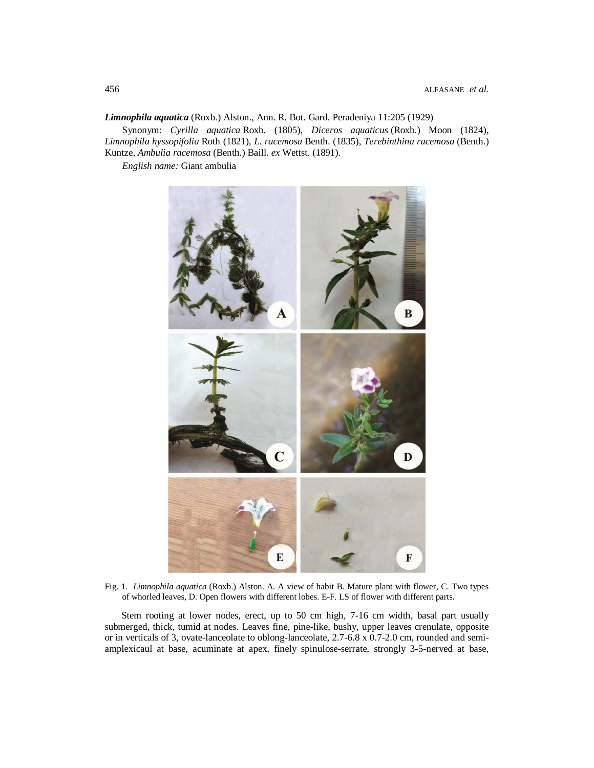***Limnophila aquatica*** (Roxb.) Alston., Ann. R. Bot. Gard. Peradeniya 11:205 (1929)

Synonym: *Cyrilla aquatica* Roxb. (1805), *Diceros aquaticus* (Roxb.) Moon (1824), *Limnophila hyssopifolia* Roth (1821), *L. racemosa* Benth. (1835), *Terebinthina racemosa* (Benth.) Kuntze, *Ambulia racemosa* (Benth.) Baill. *ex* Wettst. (1891).

*English name:* Giant ambulia

Fig. 1. *Limnophila aquatica* (Roxb.) Alston. A. A view of habit B. Mature plant with flower, C. Two types of whorled leaves, D. Open flowers with different lobes. E-F. LS of flower with different parts.

Stem rooting at lower nodes, erect, up to 50 cm high, 7-16 cm width, basal part usually submerged, thick, tumid at nodes. Leaves fine, pine-like, bushy, upper leaves crenulate, opposite or in verticals of 3, ovate-lanceolate to oblong-lanceolate, 2.7-6.8 x 0.7-2.0 cm, rounded and semi-amplexicaul at base, acuminate at apex, finely spinulose-serrate, strongly 3-5-nerved at base,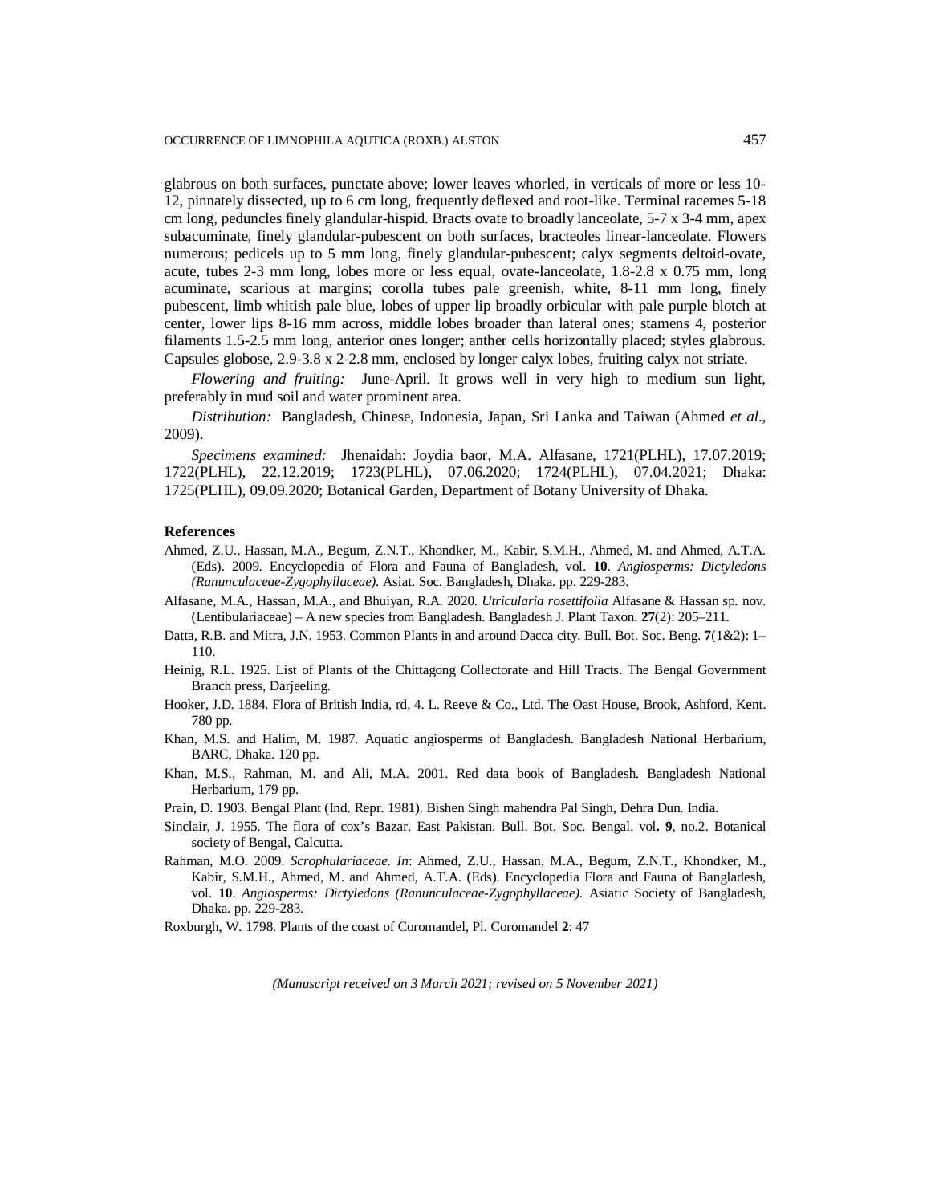glabrous on both surfaces, punctate above; lower leaves whorled, in verticals of more or less 10-12, pinnately dissected, up to 6 cm long, frequently deflexed and root-like. Terminal racemes 5-18 cm long, peduncles finely glandular-hispid. Bracts ovate to broadly lanceolate, 5-7 x 3-4 mm, apex subacuminate, finely glandular-pubescent on both surfaces, bracteoles linear-lanceolate. Flowers numerous; pedicels up to 5 mm long, finely glandular-pubescent; calyx segments deltoid-ovate, acute, tubes 2-3 mm long, lobes more or less equal, ovate-lanceolate, 1.8-2.8 x 0.75 mm, long acuminate, scarious at margins; corolla tubes pale greenish, white, 8-11 mm long, finely pubescent, limb whitish pale blue, lobes of upper lip broadly orbicular with pale purple blotch at center, lower lips 8-16 mm across, middle lobes broader than lateral ones; stamens 4, posterior filaments 1.5-2.5 mm long, anterior ones longer; anther cells horizontally placed; styles glabrous. Capsules globose, 2.9-3.8 x 2-2.8 mm, enclosed by longer calyx lobes, fruiting calyx not striate.

*Flowering and fruiting:* June-April. It grows well in very high to medium sun light, preferably in mud soil and water prominent area.

*Distribution:* Bangladesh, Chinese, Indonesia, Japan, Sri Lanka and Taiwan (Ahmed *et al*., 2009).

*Specimens examined:* Jhenaidah: Joydia baor, M.A. Alfasane, 1721(PLHL), 17.07.2019; 1722(PLHL), 22.12.2019; 1723(PLHL), 07.06.2020; 1724(PLHL), 07.04.2021; Dhaka: 1725(PLHL), 09.09.2020; Botanical Garden, Department of Botany University of Dhaka.

## References

Ahmed, Z.U., Hassan, M.A., Begum, Z.N.T., Khondker, M., Kabir, S.M.H., Ahmed, M. and Ahmed, A.T.A. (Eds). 2009. Encyclopedia of Flora and Fauna of Bangladesh, vol. **10**. *Angiosperms: Dictyledons (Ranunculaceae-Zygophyllaceae)*. Asiat. Soc. Bangladesh, Dhaka. pp. 229-283.

Alfasane, M.A., Hassan, M.A., and Bhuiyan, R.A. 2020. *Utricularia rosettifolia* Alfasane & Hassan sp. nov. (Lentibulariaceae) – A new species from Bangladesh. Bangladesh J. Plant Taxon. **27**(2): 205–211.

Datta, R.B. and Mitra, J.N. 1953. Common Plants in and around Dacca city. Bull. Bot. Soc. Beng. **7**(1&2): 1–110.

Heinig, R.L. 1925. List of Plants of the Chittagong Collectorate and Hill Tracts. The Bengal Government Branch press, Darjeeling.

Hooker, J.D. 1884. Flora of British India, rd, 4. L. Reeve & Co., Ltd. The Oast House, Brook, Ashford, Kent. 780 pp.

Khan, M.S. and Halim, M. 1987. Aquatic angiosperms of Bangladesh. Bangladesh National Herbarium, BARC, Dhaka. 120 pp.

Khan, M.S., Rahman, M. and Ali, M.A. 2001. Red data book of Bangladesh. Bangladesh National Herbarium, 179 pp.

Prain, D. 1903. Bengal Plant (Ind. Repr. 1981). Bishen Singh mahendra Pal Singh, Dehra Dun. India.

Sinclair, J. 1955. The flora of cox's Bazar. East Pakistan. Bull. Bot. Soc. Bengal. vol**. 9**, no.2. Botanical society of Bengal, Calcutta.

Rahman, M.O. 2009. *Scrophulariaceae. In*: Ahmed, Z.U., Hassan, M.A., Begum, Z.N.T., Khondker, M., Kabir, S.M.H., Ahmed, M. and Ahmed, A.T.A. (Eds). Encyclopedia Flora and Fauna of Bangladesh, vol. **10**. *Angiosperms: Dictyledons (Ranunculaceae-Zygophyllaceae)*. Asiatic Society of Bangladesh, Dhaka. pp. 229-283.

Roxburgh, W. 1798. Plants of the coast of Coromandel, Pl. Coromandel **2**: 47

*(Manuscript received on 3 March 2021; revised on 5 November 2021)*